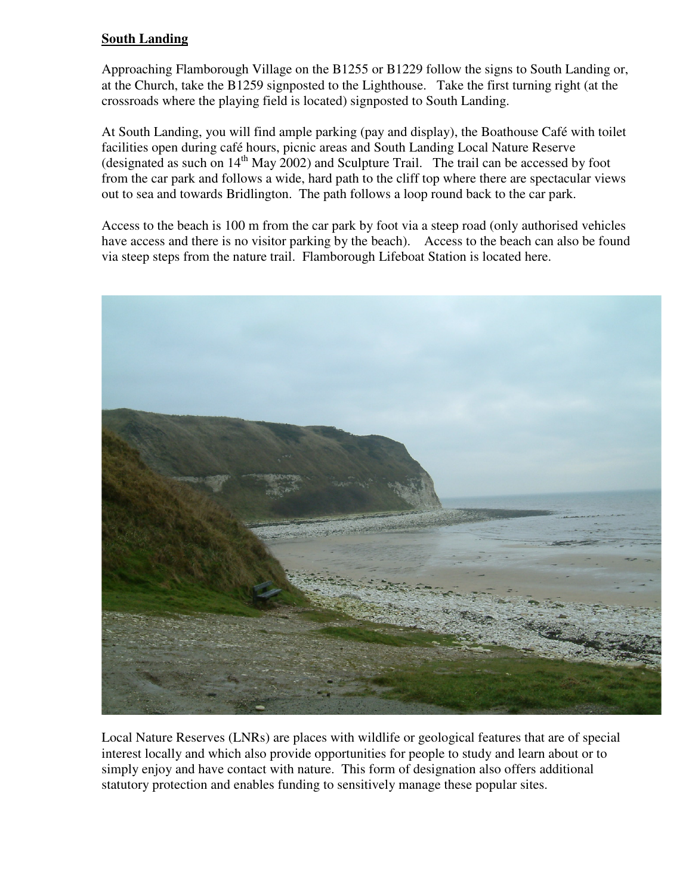**South Landing**

Approaching Flamborough Village on the B1255 or B1229 follow the signs to South Landing or, at the Church, take the B1259 signposted to the Lighthouse. Take the first turning right (at the crossroads where the playing field is located) signposted to South Landing.

At South Landing, you will find ample parking (pay and display), the Boathouse Café with toilet facilities open during café hours, picnic areas and South Landing Local Nature Reserve (designated as such on 14th May 2002) and Sculpture Trail. The trail can be accessed by foot from the car park and follows a wide, hard path to the cliff top where there are spectacular views out to sea and towards Bridlington. The path follows a loop round back to the car park.

Access to the beach is 100 m from the car park by foot via a steep road (only authorised vehicles have access and there is no visitor parking by the beach). Access to the beach can also be found via steep steps from the nature trail. Flamborough Lifeboat Station is located here.

Local Nature Reserves (LNRs) are places with wildlife or geological features that are of special interest locally and which also provide opportunities for people to study and learn about or to simply enjoy and have contact with nature. This form of designation also offers additional statutory protection and enables funding to sensitively manage these popular sites.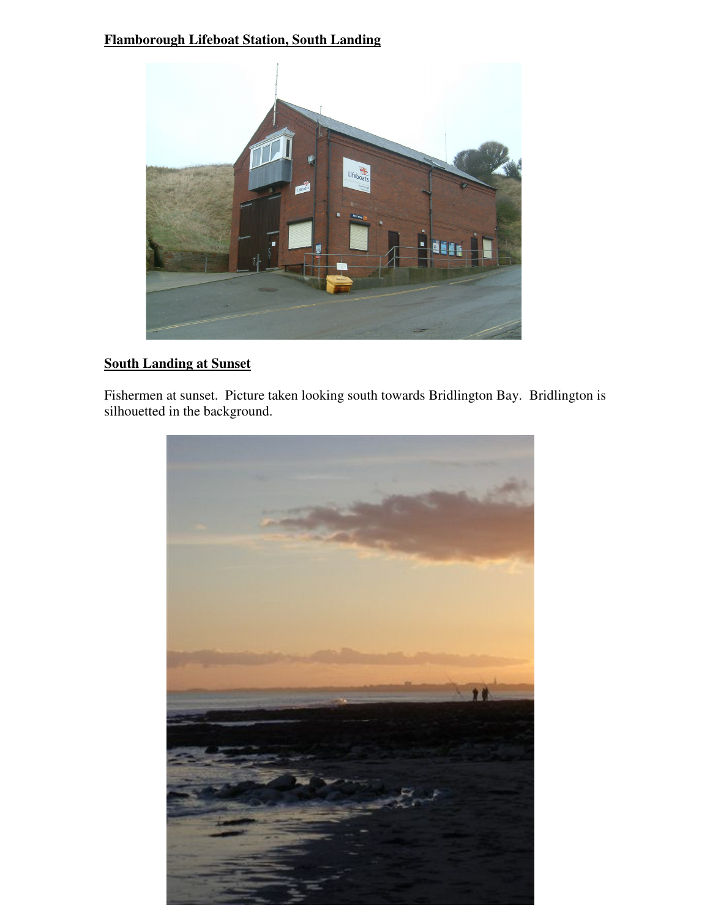**Flamborough Lifeboat Station, South Landing**

**South Landing at Sunset**

Fishermen at sunset. Picture taken looking south towards Bridlington Bay. Bridlington is silhouetted in the background.